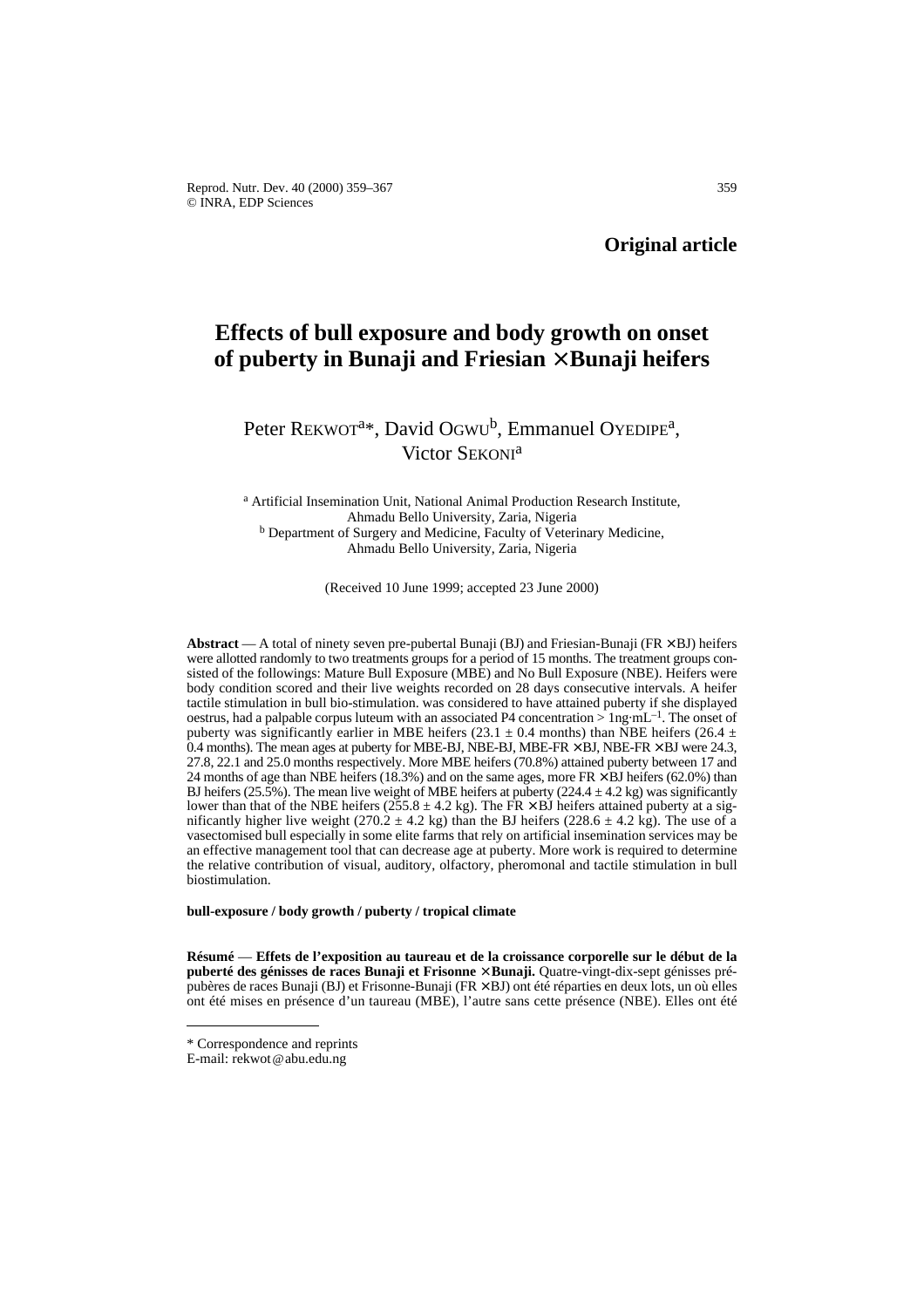**Original article**

# Effects of bull exposure and body growth on onset of puberty in Bunaji and Friesian × Bunaji heifers

Peter Rekwot[a]*, David Ogwu[b], Emmanuel Oyedipe[a], Victor Sekoni[a]

[a] Artificial Insemination Unit, National Animal Production Research Institute, Ahmadu Bello University, Zaria, Nigeria
[b] Department of Surgery and Medicine, Faculty of Veterinary Medicine, Ahmadu Bello University, Zaria, Nigeria

(Received 10 June 1999; accepted 23 June 2000)

**Abstract** — A total of ninety seven pre-pubertal Bunaji (BJ) and Friesian-Bunaji (FR × BJ) heifers were allotted randomly to two treatments groups for a period of 15 months. The treatment groups consisted of the followings: Mature Bull Exposure (MBE) and No Bull Exposure (NBE). Heifers were body condition scored and their live weights recorded on 28 days consecutive intervals. A heifer tactile stimulation in bull bio-stimulation. was considered to have attained puberty if she displayed oestrus, had a palpable corpus luteum with an associated P4 concentration > 1ng·mL$^{-1}$. The onset of puberty was significantly earlier in MBE heifers (23.1 ± 0.4 months) than NBE heifers (26.4 ± 0.4 months). The mean ages at puberty for MBE-BJ, NBE-BJ, MBE-FR × BJ, NBE-FR × BJ were 24.3, 27.8, 22.1 and 25.0 months respectively. More MBE heifers (70.8%) attained puberty between 17 and 24 months of age than NBE heifers (18.3%) and on the same ages, more FR × BJ heifers (62.0%) than BJ heifers (25.5%). The mean live weight of MBE heifers at puberty (224.4 ± 4.2 kg) was significantly lower than that of the NBE heifers (255.8 ± 4.2 kg). The FR × BJ heifers attained puberty at a significantly higher live weight (270.2 ± 4.2 kg) than the BJ heifers (228.6 ± 4.2 kg). The use of a vasectomised bull especially in some elite farms that rely on artificial insemination services may be an effective management tool that can decrease age at puberty. More work is required to determine the relative contribution of visual, auditory, olfactory, pheromonal and tactile stimulation in bull biostimulation.

**bull-exposure / body growth / puberty / tropical climate**

**Résumé** — **Effets de l'exposition au taureau et de la croissance corporelle sur le début de la puberté des génisses de races Bunaji et Frisonne × Bunaji.** Quatre-vingt-dix-sept génisses prépubères de races Bunaji (BJ) et Frisonne-Bunaji (FR × BJ) ont été réparties en deux lots, un où elles ont été mises en présence d'un taureau (MBE), l'autre sans cette présence (NBE). Elles ont été

---

\* Correspondence and reprints
E-mail: rekwot@abu.edu.ng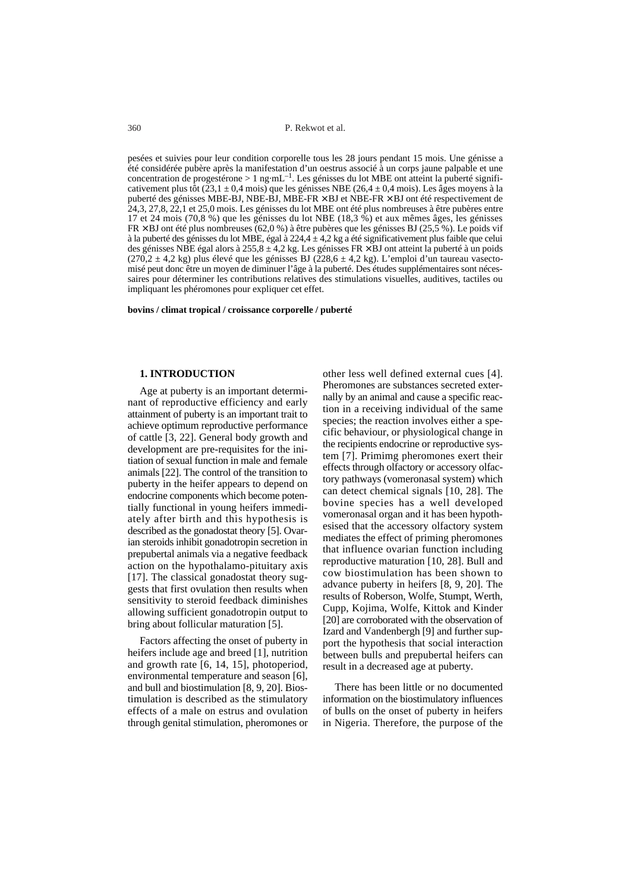pesées et suivies pour leur condition corporelle tous les 28 jours pendant 15 mois. Une génisse a été considérée pubère après la manifestation d'un oestrus associé à un corps jaune palpable et une concentration de progestérone > 1 ng·mL$^{-1}$. Les génisses du lot MBE ont atteint la puberté significativement plus tôt (23,1 ± 0,4 mois) que les génisses NBE (26,4 ± 0,4 mois). Les âges moyens à la puberté des génisses MBE-BJ, NBE-BJ, MBE-FR × BJ et NBE-FR × BJ ont été respectivement de 24,3, 27,8, 22,1 et 25,0 mois. Les génisses du lot MBE ont été plus nombreuses à être pubères entre 17 et 24 mois (70,8 %) que les génisses du lot NBE (18,3 %) et aux mêmes âges, les génisses FR × BJ ont été plus nombreuses (62,0 %) à être pubères que les génisses BJ (25,5 %). Le poids vif à la puberté des génisses du lot MBE, égal à 224,4 ± 4,2 kg a été significativement plus faible que celui des génisses NBE égal alors à 255,8 ± 4,2 kg. Les génisses FR × BJ ont atteint la puberté à un poids (270,2 ± 4,2 kg) plus élevé que les génisses BJ (228,6 ± 4,2 kg). L'emploi d'un taureau vasectomisé peut donc être un moyen de diminuer l'âge à la puberté. Des études supplémentaires sont nécessaires pour déterminer les contributions relatives des stimulations visuelles, auditives, tactiles ou impliquant les phéromones pour expliquer cet effet.

**bovins / climat tropical / croissance corporelle / puberté**

## 1. INTRODUCTION

Age at puberty is an important determinant of reproductive efficiency and early attainment of puberty is an important trait to achieve optimum reproductive performance of cattle [3, 22]. General body growth and development are pre-requisites for the initiation of sexual function in male and female animals [22]. The control of the transition to puberty in the heifer appears to depend on endocrine components which become potentially functional in young heifers immediately after birth and this hypothesis is described as the gonadostat theory [5]. Ovarian steroids inhibit gonadotropin secretion in prepubertal animals via a negative feedback action on the hypothalamo-pituitary axis [17]. The classical gonadostat theory suggests that first ovulation then results when sensitivity to steroid feedback diminishes allowing sufficient gonadotropin output to bring about follicular maturation [5].

Factors affecting the onset of puberty in heifers include age and breed [1], nutrition and growth rate [6, 14, 15], photoperiod, environmental temperature and season [6], and bull and biostimulation [8, 9, 20]. Biostimulation is described as the stimulatory effects of a male on estrus and ovulation through genital stimulation, pheromones or other less well defined external cues [4]. Pheromones are substances secreted externally by an animal and cause a specific reaction in a receiving individual of the same species; the reaction involves either a specific behaviour, or physiological change in the recipients endocrine or reproductive system [7]. Primimg pheromones exert their effects through olfactory or accessory olfactory pathways (vomeronasal system) which can detect chemical signals [10, 28]. The bovine species has a well developed vomeronasal organ and it has been hypothesised that the accessory olfactory system mediates the effect of priming pheromones that influence ovarian function including reproductive maturation [10, 28]. Bull and cow biostimulation has been shown to advance puberty in heifers [8, 9, 20]. The results of Roberson, Wolfe, Stumpt, Werth, Cupp, Kojima, Wolfe, Kittok and Kinder [20] are corroborated with the observation of Izard and Vandenbergh [9] and further support the hypothesis that social interaction between bulls and prepubertal heifers can result in a decreased age at puberty.

There has been little or no documented information on the biostimulatory influences of bulls on the onset of puberty in heifers in Nigeria. Therefore, the purpose of the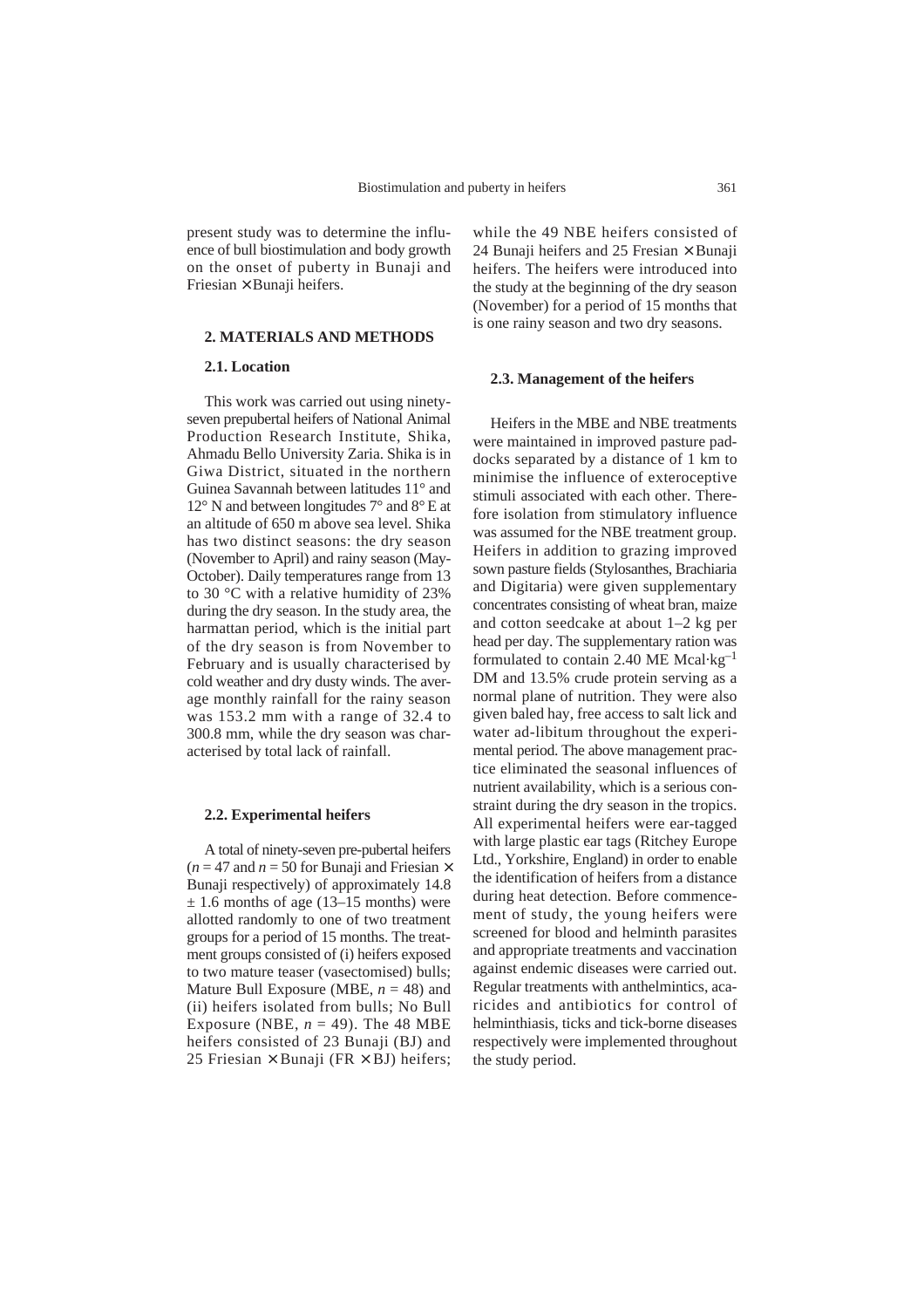present study was to determine the influence of bull biostimulation and body growth on the onset of puberty in Bunaji and Friesian × Bunaji heifers.

## 2. MATERIALS AND METHODS

### 2.1. Location

This work was carried out using ninety-seven prepubertal heifers of National Animal Production Research Institute, Shika, Ahmadu Bello University Zaria. Shika is in Giwa District, situated in the northern Guinea Savannah between latitudes 11° and 12° N and between longitudes 7° and 8° E at an altitude of 650 m above sea level. Shika has two distinct seasons: the dry season (November to April) and rainy season (May-October). Daily temperatures range from 13 to 30 °C with a relative humidity of 23% during the dry season. In the study area, the harmattan period, which is the initial part of the dry season is from November to February and is usually characterised by cold weather and dry dusty winds. The average monthly rainfall for the rainy season was 153.2 mm with a range of 32.4 to 300.8 mm, while the dry season was characterised by total lack of rainfall.

### 2.2. Experimental heifers

A total of ninety-seven pre-pubertal heifers ($n = 47$ and $n = 50$ for Bunaji and Friesian × Bunaji respectively) of approximately 14.8 ± 1.6 months of age (13–15 months) were allotted randomly to one of two treatment groups for a period of 15 months. The treatment groups consisted of (i) heifers exposed to two mature teaser (vasectomised) bulls; Mature Bull Exposure (MBE, $n = 48$) and (ii) heifers isolated from bulls; No Bull Exposure (NBE, $n = 49$). The 48 MBE heifers consisted of 23 Bunaji (BJ) and 25 Friesian × Bunaji (FR × BJ) heifers; while the 49 NBE heifers consisted of 24 Bunaji heifers and 25 Fresian × Bunaji heifers. The heifers were introduced into the study at the beginning of the dry season (November) for a period of 15 months that is one rainy season and two dry seasons.

### 2.3. Management of the heifers

Heifers in the MBE and NBE treatments were maintained in improved pasture paddocks separated by a distance of 1 km to minimise the influence of exteroceptive stimuli associated with each other. Therefore isolation from stimulatory influence was assumed for the NBE treatment group. Heifers in addition to grazing improved sown pasture fields (Stylosanthes, Brachiaria and Digitaria) were given supplementary concentrates consisting of wheat bran, maize and cotton seedcake at about 1–2 kg per head per day. The supplementary ration was formulated to contain 2.40 ME $Mcal \cdot kg^{-1}$ DM and 13.5% crude protein serving as a normal plane of nutrition. They were also given baled hay, free access to salt lick and water ad-libitum throughout the experimental period. The above management practice eliminated the seasonal influences of nutrient availability, which is a serious constraint during the dry season in the tropics. All experimental heifers were ear-tagged with large plastic ear tags (Ritchey Europe Ltd., Yorkshire, England) in order to enable the identification of heifers from a distance during heat detection. Before commencement of study, the young heifers were screened for blood and helminth parasites and appropriate treatments and vaccination against endemic diseases were carried out. Regular treatments with anthelmintics, acaricides and antibiotics for control of helminthiasis, ticks and tick-borne diseases respectively were implemented throughout the study period.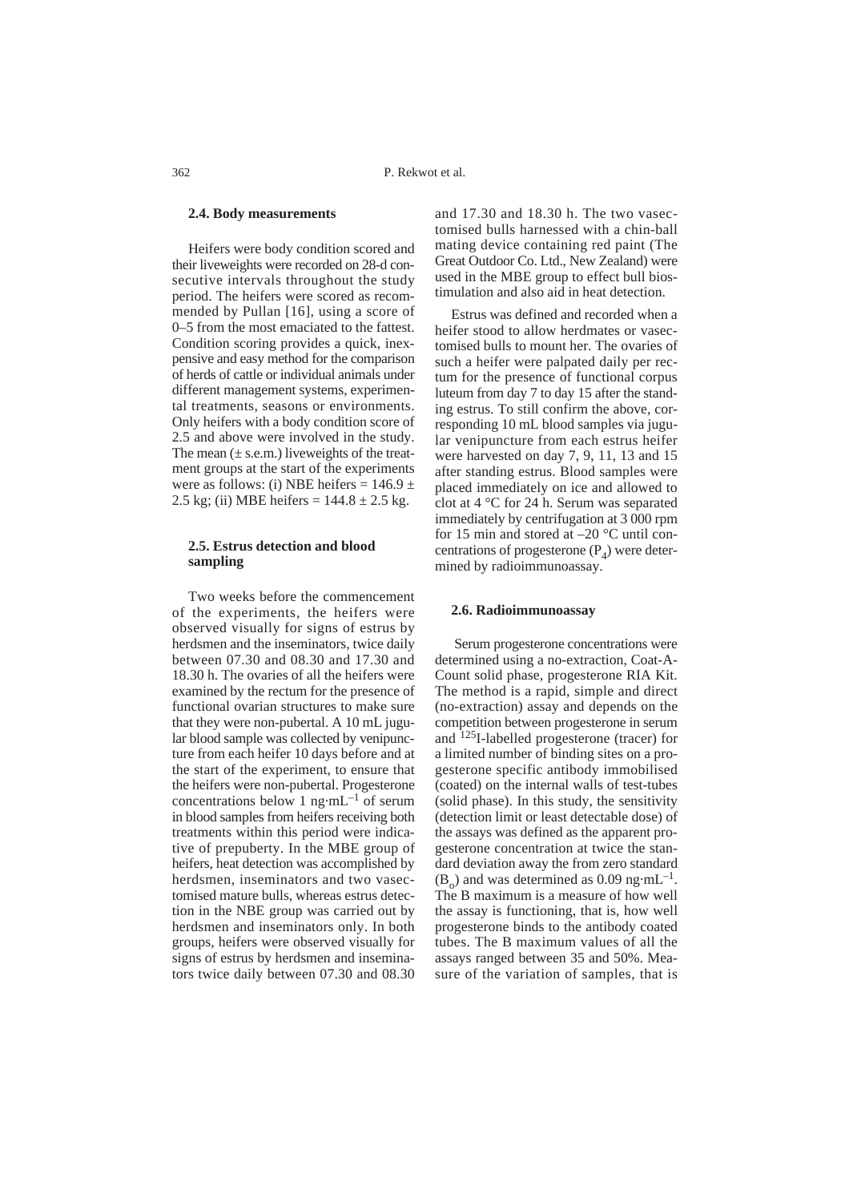### 2.4. Body measurements

Heifers were body condition scored and their liveweights were recorded on 28-d consecutive intervals throughout the study period. The heifers were scored as recommended by Pullan [16], using a score of 0–5 from the most emaciated to the fattest. Condition scoring provides a quick, inexpensive and easy method for the comparison of herds of cattle or individual animals under different management systems, experimental treatments, seasons or environments. Only heifers with a body condition score of 2.5 and above were involved in the study. The mean (± s.e.m.) liveweights of the treatment groups at the start of the experiments were as follows: (i) NBE heifers = 146.9 ± 2.5 kg; (ii) MBE heifers = 144.8 ± 2.5 kg.

### 2.5. Estrus detection and blood sampling

Two weeks before the commencement of the experiments, the heifers were observed visually for signs of estrus by herdsmen and the inseminators, twice daily between 07.30 and 08.30 and 17.30 and 18.30 h. The ovaries of all the heifers were examined by the rectum for the presence of functional ovarian structures to make sure that they were non-pubertal. A 10 mL jugular blood sample was collected by venipuncture from each heifer 10 days before and at the start of the experiment, to ensure that the heifers were non-pubertal. Progesterone concentrations below 1 $ng \cdot mL^{-1}$ of serum in blood samples from heifers receiving both treatments within this period were indicative of prepuberty. In the MBE group of heifers, heat detection was accomplished by herdsmen, inseminators and two vasectomised mature bulls, whereas estrus detection in the NBE group was carried out by herdsmen and inseminators only. In both groups, heifers were observed visually for signs of estrus by herdsmen and inseminators twice daily between 07.30 and 08.30 and 17.30 and 18.30 h. The two vasectomised bulls harnessed with a chin-ball mating device containing red paint (The Great Outdoor Co. Ltd., New Zealand) were used in the MBE group to effect bull biostimulation and also aid in heat detection.

Estrus was defined and recorded when a heifer stood to allow herdmates or vasectomised bulls to mount her. The ovaries of such a heifer were palpated daily per rectum for the presence of functional corpus luteum from day 7 to day 15 after the standing estrus. To still confirm the above, corresponding 10 mL blood samples via jugular venipuncture from each estrus heifer were harvested on day 7, 9, 11, 13 and 15 after standing estrus. Blood samples were placed immediately on ice and allowed to clot at 4 °C for 24 h. Serum was separated immediately by centrifugation at 3 000 rpm for 15 min and stored at –20 °C until concentrations of progesterone ($P_4$) were determined by radioimmunoassay.

### 2.6. Radioimmunoassay

Serum progesterone concentrations were determined using a no-extraction, Coat-A-Count solid phase, progesterone RIA Kit. The method is a rapid, simple and direct (no-extraction) assay and depends on the competition between progesterone in serum and $^{125}$I-labelled progesterone (tracer) for a limited number of binding sites on a progesterone specific antibody immobilised (coated) on the internal walls of test-tubes (solid phase). In this study, the sensitivity (detection limit or least detectable dose) of the assays was defined as the apparent progesterone concentration at twice the standard deviation away the from zero standard ($B_o$) and was determined as 0.09 $ng \cdot mL^{-1}$. The B maximum is a measure of how well the assay is functioning, that is, how well progesterone binds to the antibody coated tubes. The B maximum values of all the assays ranged between 35 and 50%. Measure of the variation of samples, that is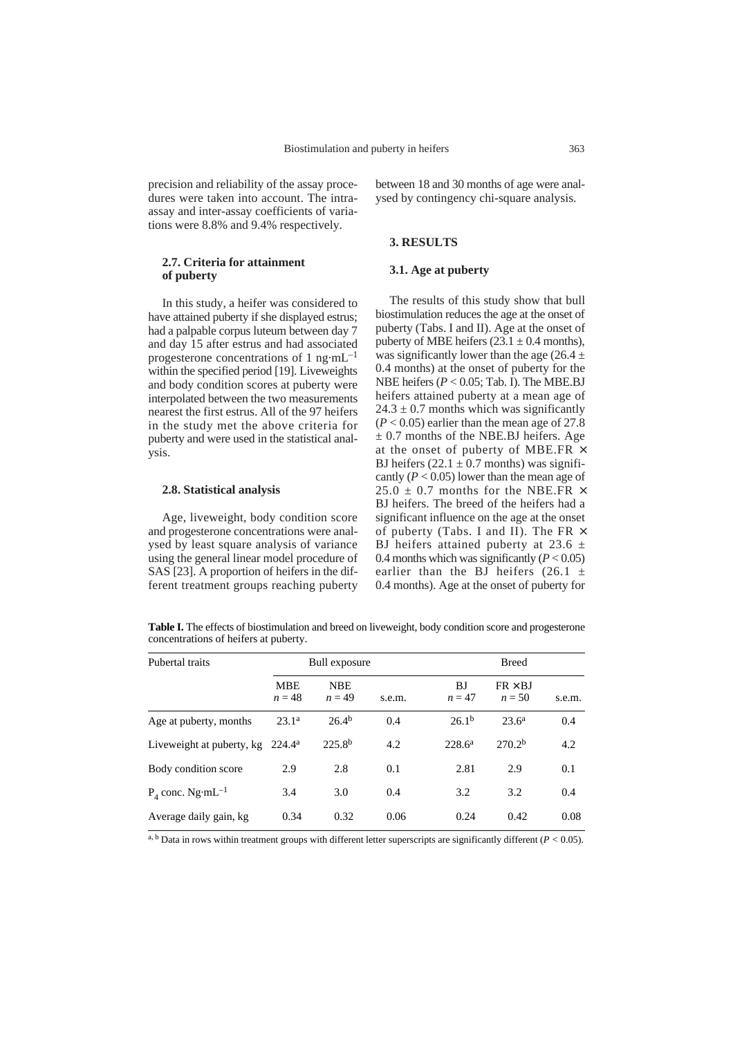precision and reliability of the assay procedures were taken into account. The intra-assay and inter-assay coefficients of variations were 8.8% and 9.4% respectively.

### 2.7. Criteria for attainment of puberty

In this study, a heifer was considered to have attained puberty if she displayed estrus; had a palpable corpus luteum between day 7 and day 15 after estrus and had associated progesterone concentrations of 1 $ng \cdot mL^{-1}$ within the specified period [19]. Liveweights and body condition scores at puberty were interpolated between the two measurements nearest the first estrus. All of the 97 heifers in the study met the above criteria for puberty and were used in the statistical analysis.

### 2.8. Statistical analysis

Age, liveweight, body condition score and progesterone concentrations were analysed by least square analysis of variance using the general linear model procedure of SAS [23]. A proportion of heifers in the different treatment groups reaching puberty between 18 and 30 months of age were analysed by contingency chi-square analysis.

## 3. RESULTS

### 3.1. Age at puberty

The results of this study show that bull biostimulation reduces the age at the onset of puberty (Tabs. I and II). Age at the onset of puberty of MBE heifers ($23.1 \pm 0.4$ months), was significantly lower than the age ($26.4 \pm 0.4$ months) at the onset of puberty for the NBE heifers ($P < 0.05$; Tab. I). The MBE.BJ heifers attained puberty at a mean age of $24.3 \pm 0.7$ months which was significantly ($P < 0.05$) earlier than the mean age of $27.8 \pm 0.7$ months of the NBE.BJ heifers. Age at the onset of puberty of MBE.FR × BJ heifers ($22.1 \pm 0.7$ months) was significantly ($P < 0.05$) lower than the mean age of $25.0 \pm 0.7$ months for the NBE.FR × BJ heifers. The breed of the heifers had a significant influence on the age at the onset of puberty (Tabs. I and II). The FR × BJ heifers attained puberty at $23.6 \pm 0.4$ months which was significantly ($P < 0.05$) earlier than the BJ heifers ($26.1 \pm 0.4$ months). Age at the onset of puberty for

**Table I.** The effects of biostimulation and breed on liveweight, body condition score and progesterone concentrations of heifers at puberty.

| Pubertal traits | Bull exposure | | | Breed | | |
|---|---|---|---|---|---|---|
| | MBE $n = 48$ | NBE $n = 49$ | s.e.m. | BJ $n = 47$ | FR × BJ $n = 50$ | s.e.m. |
| Age at puberty, months | $23.1^a$ | $26.4^b$ | 0.4 | $26.1^b$ | $23.6^a$ | 0.4 |
| Liveweight at puberty, kg | $224.4^a$ | $225.8^b$ | 4.2 | $228.6^a$ | $270.2^b$ | 4.2 |
| Body condition score | 2.9 | 2.8 | 0.1 | 2.81 | 2.9 | 0.1 |
| $P_4$ conc. $Ng \cdot mL^{-1}$ | 3.4 | 3.0 | 0.4 | 3.2 | 3.2 | 0.4 |
| Average daily gain, kg | 0.34 | 0.32 | 0.06 | 0.24 | 0.42 | 0.08 |

a, b Data in rows within treatment groups with different letter superscripts are significantly different ($P < 0.05$).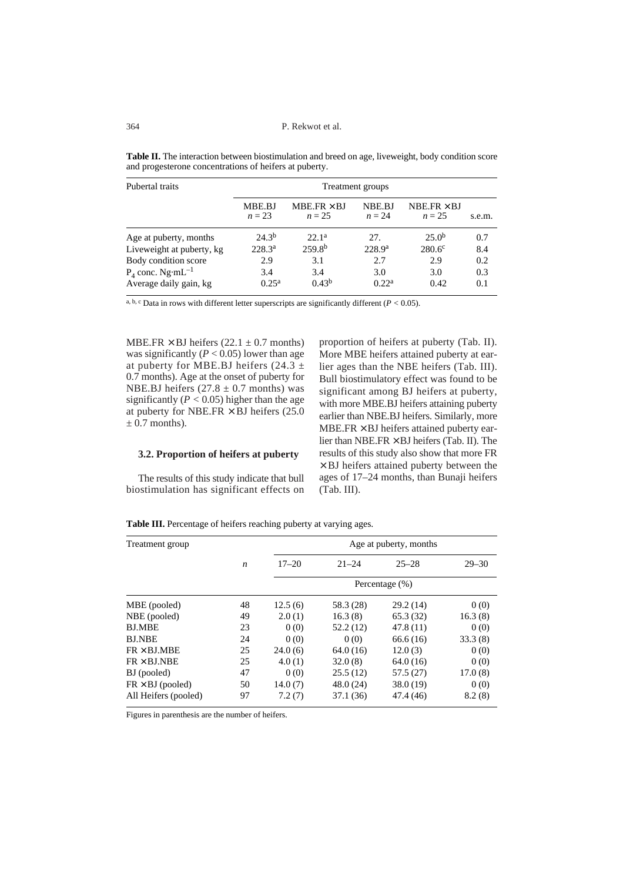**Table II.** The interaction between biostimulation and breed on age, liveweight, body condition score and progesterone concentrations of heifers at puberty.

| Pubertal traits | Treatment groups | | | | |
|---|---|---|---|---|---|
| | MBE.BJ $n = 23$ | MBE.FR × BJ $n = 25$ | NBE.BJ $n = 24$ | NBE.FR × BJ $n = 25$ | s.e.m. |
| Age at puberty, months | 24.3[b] | 22.1[a] | 27. | 25.0[b] | 0.7 |
| Liveweight at puberty, kg | 228.3[a] | 259.8[b] | 228.9[a] | 280.6[c] | 8.4 |
| Body condition score | 2.9 | 3.1 | 2.7 | 2.9 | 0.2 |
| $P_4$ conc. $Ng{\cdot}mL^{-1}$ | 3.4 | 3.4 | 3.0 | 3.0 | 0.3 |
| Average daily gain, kg | 0.25[a] | 0.43[b] | 0.22[a] | 0.42 | 0.1 |

[a, b, c] Data in rows with different letter superscripts are significantly different ($P < 0.05$).

MBE.FR × BJ heifers (22.1 ± 0.7 months) was significantly ($P < 0.05$) lower than age at puberty for MBE.BJ heifers (24.3 ± 0.7 months). Age at the onset of puberty for NBE.BJ heifers (27.8 ± 0.7 months) was significantly ($P < 0.05$) higher than the age at puberty for NBE.FR × BJ heifers (25.0 ± 0.7 months).

### 3.2. Proportion of heifers at puberty

The results of this study indicate that bull biostimulation has significant effects on proportion of heifers at puberty (Tab. II). More MBE heifers attained puberty at earlier ages than the NBE heifers (Tab. III). Bull biostimulatory effect was found to be significant among BJ heifers at puberty, with more MBE.BJ heifers attaining puberty earlier than NBE.BJ heifers. Similarly, more MBE.FR × BJ heifers attained puberty earlier than NBE.FR × BJ heifers (Tab. II). The results of this study also show that more FR × BJ heifers attained puberty between the ages of 17–24 months, than Bunaji heifers (Tab. III).

**Table III.** Percentage of heifers reaching puberty at varying ages.

| Treatment group | $n$ | Age at puberty, months | | | |
|---|---|---|---|---|---|
| | | 17–20 | 21–24 | 25–28 | 29–30 |
| | | Percentage (%) | | | |
| MBE (pooled) | 48 | 12.5 (6) | 58.3 (28) | 29.2 (14) | 0 (0) |
| NBE (pooled) | 49 | 2.0 (1) | 16.3 (8) | 65.3 (32) | 16.3 (8) |
| BJ.MBE | 23 | 0 (0) | 52.2 (12) | 47.8 (11) | 0 (0) |
| BJ.NBE | 24 | 0 (0) | 0 (0) | 66.6 (16) | 33.3 (8) |
| FR × BJ.MBE | 25 | 24.0 (6) | 64.0 (16) | 12.0 (3) | 0 (0) |
| FR × BJ.NBE | 25 | 4.0 (1) | 32.0 (8) | 64.0 (16) | 0 (0) |
| BJ (pooled) | 47 | 0 (0) | 25.5 (12) | 57.5 (27) | 17.0 (8) |
| FR × BJ (pooled) | 50 | 14.0 (7) | 48.0 (24) | 38.0 (19) | 0 (0) |
| All Heifers (pooled) | 97 | 7.2 (7) | 37.1 (36) | 47.4 (46) | 8.2 (8) |

Figures in parenthesis are the number of heifers.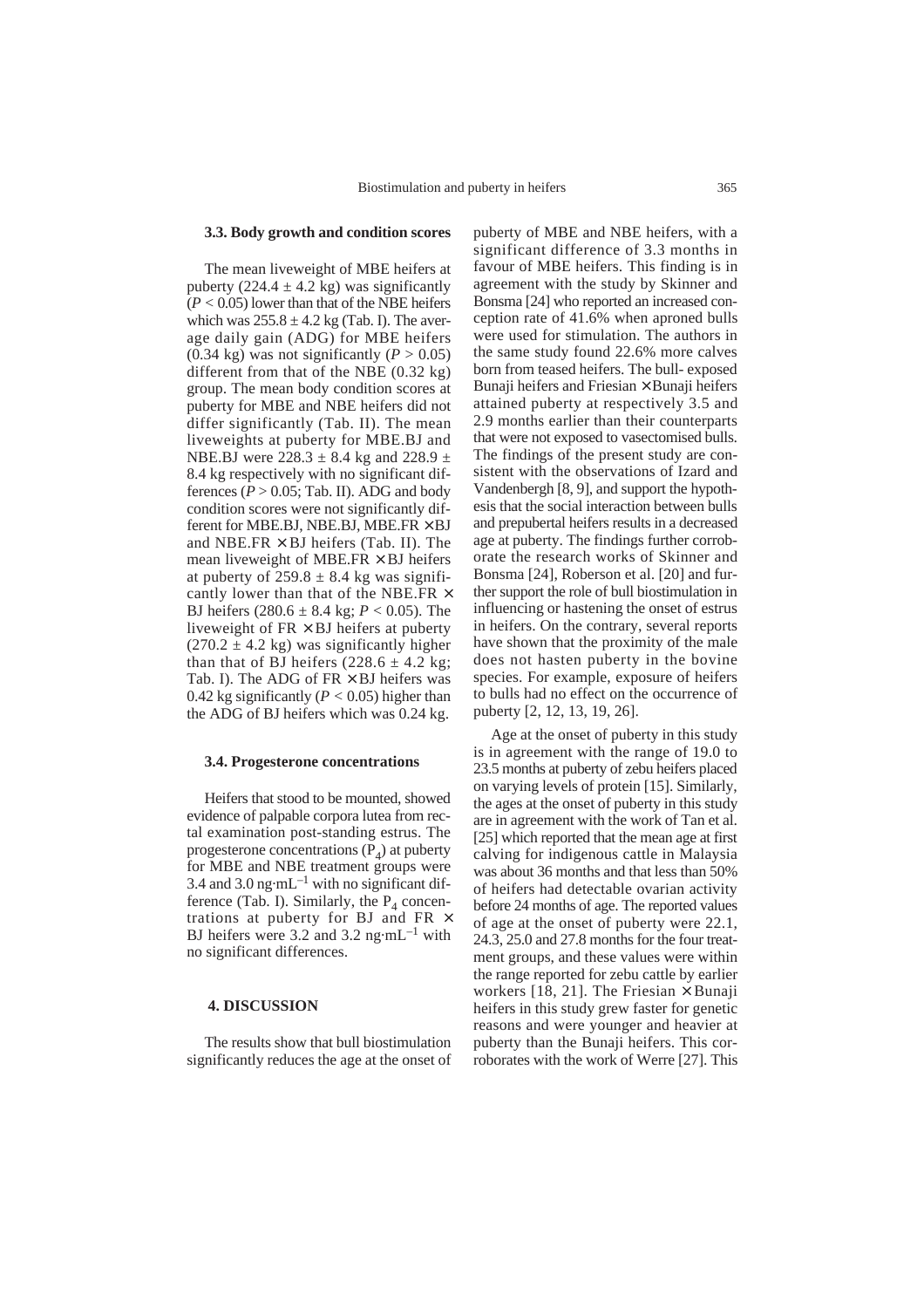### 3.3. Body growth and condition scores

The mean liveweight of MBE heifers at puberty ($224.4 \pm 4.2$ kg) was significantly ($P < 0.05$) lower than that of the NBE heifers which was $255.8 \pm 4.2$ kg (Tab. I). The average daily gain (ADG) for MBE heifers (0.34 kg) was not significantly ($P > 0.05$) different from that of the NBE (0.32 kg) group. The mean body condition scores at puberty for MBE and NBE heifers did not differ significantly (Tab. II). The mean liveweights at puberty for MBE.BJ and NBE.BJ were $228.3 \pm 8.4$ kg and $228.9 \pm 8.4$ kg respectively with no significant differences ($P > 0.05$; Tab. II). ADG and body condition scores were not significantly different for MBE.BJ, NBE.BJ, MBE.FR × BJ and NBE.FR × BJ heifers (Tab. II). The mean liveweight of MBE.FR × BJ heifers at puberty of $259.8 \pm 8.4$ kg was significantly lower than that of the NBE.FR × BJ heifers ($280.6 \pm 8.4$ kg; $P < 0.05$). The liveweight of FR × BJ heifers at puberty ($270.2 \pm 4.2$ kg) was significantly higher than that of BJ heifers ($228.6 \pm 4.2$ kg; Tab. I). The ADG of FR × BJ heifers was 0.42 kg significantly ($P < 0.05$) higher than the ADG of BJ heifers which was 0.24 kg.

### 3.4. Progesterone concentrations

Heifers that stood to be mounted, showed evidence of palpable corpora lutea from rectal examination post-standing estrus. The progesterone concentrations ($P_4$) at puberty for MBE and NBE treatment groups were 3.4 and 3.0 $ng \cdot mL^{-1}$ with no significant difference (Tab. I). Similarly, the $P_4$ concentrations at puberty for BJ and FR × BJ heifers were 3.2 and 3.2 $ng \cdot mL^{-1}$ with no significant differences.

## 4. DISCUSSION

The results show that bull biostimulation significantly reduces the age at the onset of puberty of MBE and NBE heifers, with a significant difference of 3.3 months in favour of MBE heifers. This finding is in agreement with the study by Skinner and Bonsma [24] who reported an increased conception rate of 41.6% when aproned bulls were used for stimulation. The authors in the same study found 22.6% more calves born from teased heifers. The bull- exposed Bunaji heifers and Friesian × Bunaji heifers attained puberty at respectively 3.5 and 2.9 months earlier than their counterparts that were not exposed to vasectomised bulls. The findings of the present study are consistent with the observations of Izard and Vandenbergh [8, 9], and support the hypothesis that the social interaction between bulls and prepubertal heifers results in a decreased age at puberty. The findings further corroborate the research works of Skinner and Bonsma [24], Roberson et al. [20] and further support the role of bull biostimulation in influencing or hastening the onset of estrus in heifers. On the contrary, several reports have shown that the proximity of the male does not hasten puberty in the bovine species. For example, exposure of heifers to bulls had no effect on the occurrence of puberty [2, 12, 13, 19, 26].

Age at the onset of puberty in this study is in agreement with the range of 19.0 to 23.5 months at puberty of zebu heifers placed on varying levels of protein [15]. Similarly, the ages at the onset of puberty in this study are in agreement with the work of Tan et al. [25] which reported that the mean age at first calving for indigenous cattle in Malaysia was about 36 months and that less than 50% of heifers had detectable ovarian activity before 24 months of age. The reported values of age at the onset of puberty were 22.1, 24.3, 25.0 and 27.8 months for the four treatment groups, and these values were within the range reported for zebu cattle by earlier workers [18, 21]. The Friesian × Bunaji heifers in this study grew faster for genetic reasons and were younger and heavier at puberty than the Bunaji heifers. This corroborates with the work of Werre [27]. This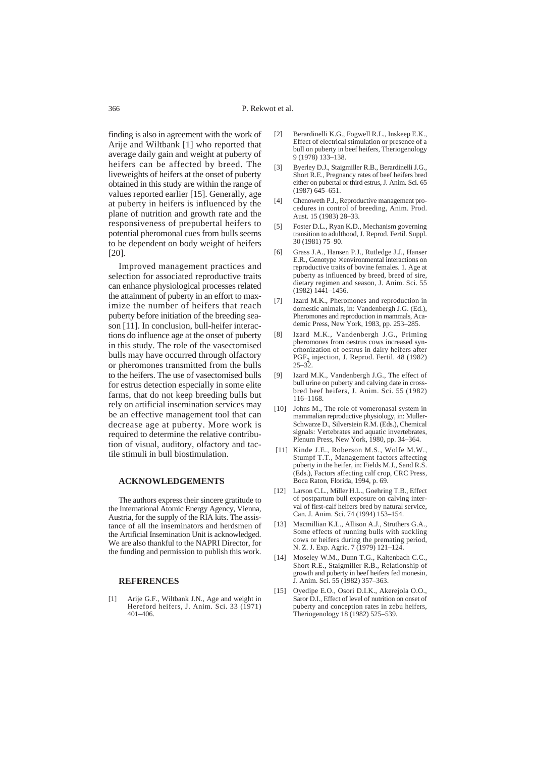finding is also in agreement with the work of Arije and Wiltbank [1] who reported that average daily gain and weight at puberty of heifers can be affected by breed. The liveweights of heifers at the onset of puberty obtained in this study are within the range of values reported earlier [15]. Generally, age at puberty in heifers is influenced by the plane of nutrition and growth rate and the responsiveness of prepubertal heifers to potential pheromonal cues from bulls seems to be dependent on body weight of heifers [20].

Improved management practices and selection for associated reproductive traits can enhance physiological processes related the attainment of puberty in an effort to maximize the number of heifers that reach puberty before initiation of the breeding season [11]. In conclusion, bull-heifer interactions do influence age at the onset of puberty in this study. The role of the vasectomised bulls may have occurred through olfactory or pheromones transmitted from the bulls to the heifers. The use of vasectomised bulls for estrus detection especially in some elite farms, that do not keep breeding bulls but rely on artificial insemination services may be an effective management tool that can decrease age at puberty. More work is required to determine the relative contribution of visual, auditory, olfactory and tactile stimuli in bull biostimulation.

## ACKNOWLEDGEMENTS

The authors express their sincere gratitude to the International Atomic Energy Agency, Vienna, Austria, for the supply of the RIA kits. The assistance of all the inseminators and herdsmen of the Artificial Insemination Unit is acknowledged. We are also thankful to the NAPRI Director, for the funding and permission to publish this work.

## REFERENCES

[1] Arije G.F., Wiltbank J.N., Age and weight in Hereford heifers, J. Anim. Sci. 33 (1971) 401–406.

[2] Berardinelli K.G., Fogwell R.L., Inskeep E.K., Effect of electrical stimulation or presence of a bull on puberty in beef heifers, Theriogenology 9 (1978) 133–138.

[3] Byerley D.J., Staigmiller R.B., Berardinelli J.G., Short R.E., Pregnancy rates of beef heifers bred either on pubertal or third estrus, J. Anim. Sci. 65 (1987) 645–651.

[4] Chenoweth P.J., Reproductive management procedures in control of breeding, Anim. Prod. Aust. 15 (1983) 28–33.

[5] Foster D.L., Ryan K.D., Mechanism governing transition to adulthood, J. Reprod. Fertil. Suppl. 30 (1981) 75–90.

[6] Grass J.A., Hansen P.J., Rutledge J.J., Hanser E.R., Genotype × environmental interactions on reproductive traits of bovine females. 1. Age at puberty as influenced by breed, breed of sire, dietary regimen and season, J. Anim. Sci. 55 (1982) 1441–1456.

[7] Izard M.K., Pheromones and reproduction in domestic animals, in: Vandenbergh J.G. (Ed.), Pheromones and reproduction in mammals, Academic Press, New York, 1983, pp. 253–285.

[8] Izard M.K., Vandenbergh J.G., Priming pheromones from oestrus cows increased syncrhonization of oestrus in dairy heifers after $PGF_2$ injection, J. Reprod. Fertil. 48 (1982) 25–32.

[9] Izard M.K., Vandenbergh J.G., The effect of bull urine on puberty and calving date in crossbred beef heifers, J. Anim. Sci. 55 (1982) 116–1168.

[10] Johns M., The role of vomeronasal system in mammalian reproductive physiology, in: Muller-Schwarze D., Silverstein R.M. (Eds.), Chemical signals: Vertebrates and aquatic invertebrates, Plenum Press, New York, 1980, pp. 34–364.

[11] Kinde J.E., Roberson M.S., Wolfe M.W., Stumpf T.T., Management factors affecting puberty in the heifer, in: Fields M.J., Sand R.S. (Eds.), Factors affecting calf crop, CRC Press, Boca Raton, Florida, 1994, p. 69.

[12] Larson C.L., Miller H.L., Goehring T.B., Effect of postpartum bull exposure on calving interval of first-calf heifers bred by natural service, Can. J. Anim. Sci. 74 (1994) 153–154.

[13] Macmillian K.L., Allison A.J., Struthers G.A., Some effects of running bulls with suckling cows or heifers during the premating period, N. Z. J. Exp. Agric. 7 (1979) 121–124.

[14] Moseley W.M., Dunn T.G., Kaltenbach C.C., Short R.E., Staigmiller R.B., Relationship of growth and puberty in beef heifers fed monesin, J. Anim. Sci. 55 (1982) 357–363.

[15] Oyedipe E.O., Osori D.I.K., Akerejola O.O., Saror D.I., Effect of level of nutrition on onset of puberty and conception rates in zebu heifers, Theriogenology 18 (1982) 525–539.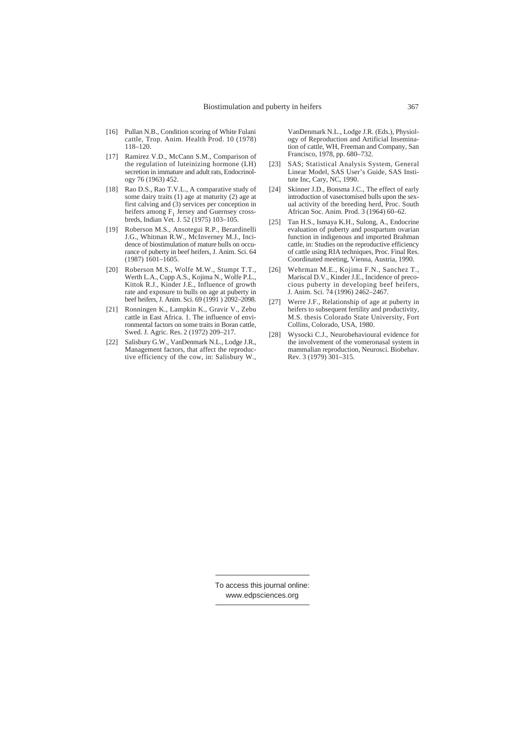[16] Pullan N.B., Condition scoring of White Fulani cattle, Trop. Anim. Health Prod. 10 (1978) 118–120.

[17] Ramirez V.D., McCann S.M., Comparison of the regulation of luteinizing hormone (LH) secretion in immature and adult rats, Endocrinology 76 (1963) 452.

[18] Rao D.S., Rao T.V.L., A comparative study of some dairy traits (1) age at maturity (2) age at first calving and (3) services per conception in heifers among $F_1$ Jersey and Guernsey crossbreds, Indian Vet. J. 52 (1975) 103–105.

[19] Roberson M.S., Ansotegui R.P., Berardinelli J.G., Whitman R.W., McInverney M.J., Incidence of biostimulation of mature bulls on occurance of puberty in beef heifers, J. Anim. Sci. 64 (1987) 1601–1605.

[20] Roberson M.S., Wolfe M.W., Stumpt T.T., Werth L.A., Cupp A.S., Kojima N., Wolfe P.L., Kittok R.J., Kinder J.E., Influence of growth rate and exposure to bulls on age at puberty in beef heifers, J. Anim. Sci. 69 (1991 ) 2092–2098.

[21] Ronningen K., Lampkin K., Gravir V., Zebu cattle in East Africa. 1. The influence of environmental factors on some traits in Boran cattle, Swed. J. Agric. Res. 2 (1972) 209–217.

[22] Salisbury G.W., VanDenmark N.L., Lodge J.R., Management factors, that affect the reproductive efficiency of the cow, in: Salisbury W., VanDenmark N.L., Lodge J.R. (Eds.), Physiology of Reproduction and Artificial Insemination of cattle, WH, Freeman and Company, San Francisco, 1978, pp. 680–732.

[23] SAS; Statistical Analysis System, General Linear Model, SAS User's Guide, SAS Institute Inc, Cary, NC, 1990.

[24] Skinner J.D., Bonsma J.C., The effect of early introduction of vasectomised bulls upon the sexual activity of the breeding herd, Proc. South African Soc. Anim. Prod. 3 (1964) 60–62.

[25] Tan H.S., Ismaya K.H., Sulong, A., Endocrine evaluation of puberty and postpartum ovarian function in indigenous and imported Brahman cattle, in: Studies on the reproductive efficiency of cattle using RIA techniques, Proc. Final Res. Coordinated meeting, Vienna, Austria, 1990.

[26] Wehrman M.E., Kojima F.N., Sanchez T., Mariscal D.V., Kinder J.E., Incidence of precocious puberty in developing beef heifers, J. Anim. Sci. 74 (1996) 2462–2467.

[27] Werre J.F., Relationship of age at puberty in heifers to subsequent fertility and productivity, M.S. thesis Colorado State University, Fort Collins, Colorado, USA, 1980.

[28] Wysocki C.J., Neurobehavioural evidence for the involvement of the vomeronasal system in mammalian reproduction, Neurosci. Biobehav. Rev. 3 (1979) 301–315.

To access this journal online:
www.edpsciences.org